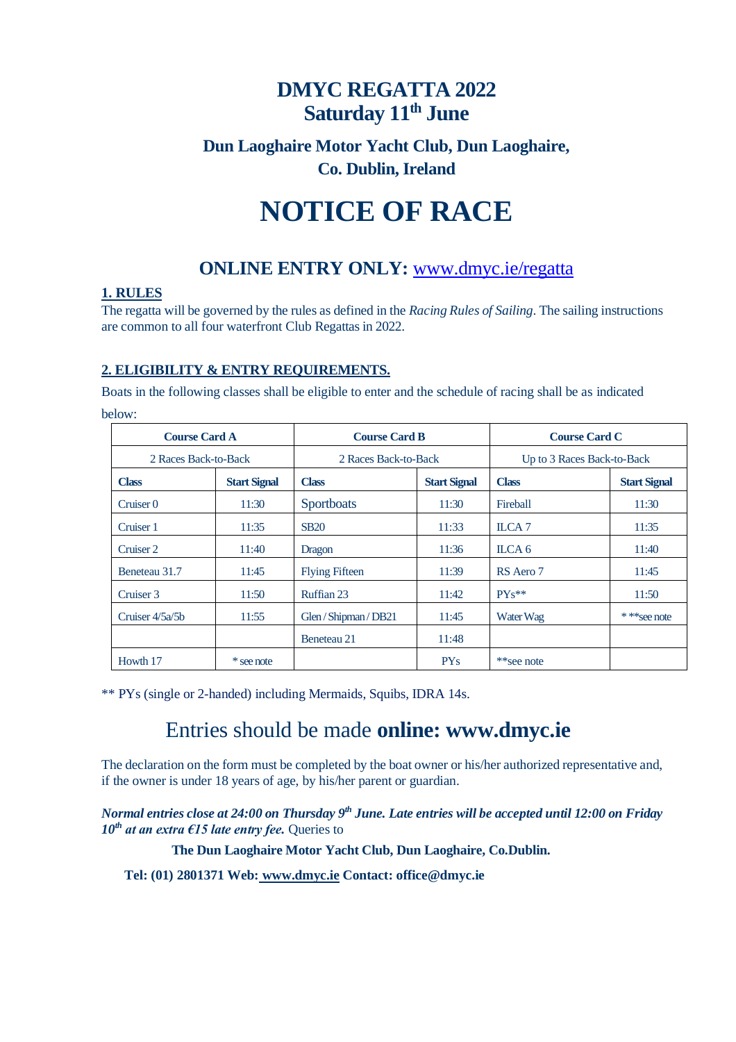# DMYC REGATTA 2022
# Saturday 11th June

## Dun Laoghaire Motor Yacht Club, Dun Laoghaire, Co. Dublin, Ireland

# NOTICE OF RACE

## ONLINE ENTRY ONLY: www.dmyc.ie/regatta

**1. RULES**

The regatta will be governed by the rules as defined in the *Racing Rules of Sailing*. The sailing instructions are common to all four waterfront Club Regattas in 2022.

**2. ELIGIBILITY & ENTRY REQUIREMENTS.**

Boats in the following classes shall be eligible to enter and the schedule of racing shall be as indicated below:

| Course Card A | | Course Card B | | Course Card C | |
|---|---|---|---|---|---|
| 2 Races Back-to-Back | | 2 Races Back-to-Back | | Up to 3 Races Back-to-Back | |
| **Class** | **Start Signal** | **Class** | **Start Signal** | **Class** | **Start Signal** |
| Cruiser 0 | 11:30 | Sportboats | 11:30 | Fireball | 11:30 |
| Cruiser 1 | 11:35 | SB20 | 11:33 | ILCA 7 | 11:35 |
| Cruiser 2 | 11:40 | Dragon | 11:36 | ILCA 6 | 11:40 |
| Beneteau 31.7 | 11:45 | Flying Fifteen | 11:39 | RS Aero 7 | 11:45 |
| Cruiser 3 | 11:50 | Ruffian 23 | 11:42 | PYs** | 11:50 |
| Cruiser 4/5a/5b | 11:55 | Glen / Shipman / DB21 | 11:45 | Water Wag | * **see note |
| | | Beneteau 21 | 11:48 | | |
| Howth 17 | * see note | | PYs | **see note | |

** PYs (single or 2-handed) including Mermaids, Squibs, IDRA 14s.

## Entries should be made **online: www.dmyc.ie**

The declaration on the form must be completed by the boat owner or his/her authorized representative and, if the owner is under 18 years of age, by his/her parent or guardian.

***Normal entries close at 24:00 on Thursday 9th June. Late entries will be accepted until 12:00 on Friday 10th at an extra €15 late entry fee.*** Queries to

**The Dun Laoghaire Motor Yacht Club, Dun Laoghaire, Co.Dublin.**

**Tel: (01) 2801371 Web: www.dmyc.ie Contact: office@dmyc.ie**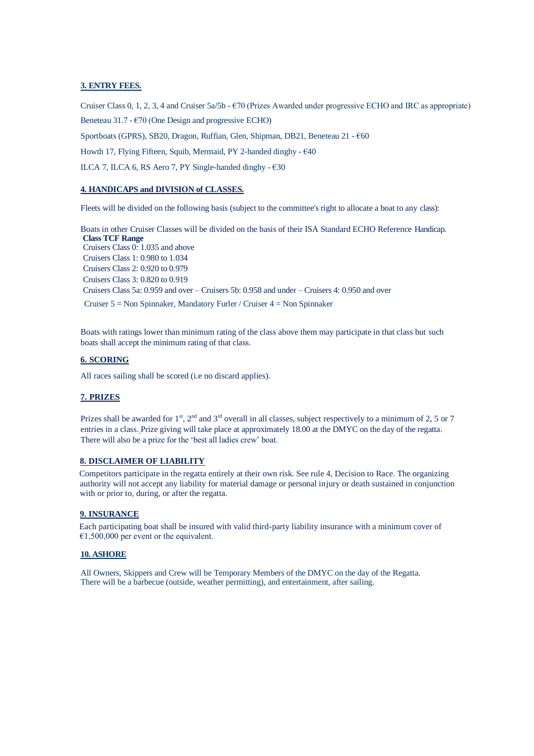## 3. ENTRY FEES.

Cruiser Class 0, 1, 2, 3, 4 and Cruiser 5a/5b - €70 (Prizes Awarded under progressive ECHO and IRC as appropriate)

Beneteau 31.7 - €70 (One Design and progressive ECHO)

Sportboats (GPRS), SB20, Dragon, Ruffian, Glen, Shipman, DB21, Beneteau 21 - €60

Howth 17, Flying Fifteen, Squib, Mermaid, PY 2-handed dinghy - €40

ILCA 7, ILCA 6, RS Aero 7, PY Single-handed dinghy - €30

## 4. HANDICAPS and DIVISION of CLASSES.

Fleets will be divided on the following basis (subject to the committee's right to allocate a boat to any class):

Boats in other Cruiser Classes will be divided on the basis of their ISA Standard ECHO Reference Handicap.

**Class TCF Range**

Cruisers Class 0: 1.035 and above
Cruisers Class 1: 0.980 to 1.034
Cruisers Class 2: 0.920 to 0.979
Cruisers Class 3: 0.820 to 0.919
Cruisers Class 5a: 0.959 and over – Cruisers 5b: 0.958 and under – Cruisers 4: 0.950 and over

Cruiser 5 = Non Spinnaker, Mandatory Furler / Cruiser 4 = Non Spinnaker

Boats with ratings lower than minimum rating of the class above them may participate in that class but such boats shall accept the minimum rating of that class.

## 6. SCORING

All races sailing shall be scored (i.e no discard applies).

## 7. PRIZES

Prizes shall be awarded for 1st, 2nd and 3rd overall in all classes, subject respectively to a minimum of 2, 5 or 7 entries in a class. Prize giving will take place at approximately 18.00 at the DMYC on the day of the regatta. There will also be a prize for the 'best all ladies crew' boat.

## 8. DISCLAIMER OF LIABILITY

Competitors participate in the regatta entirely at their own risk. See rule 4, Decision to Race. The organizing authority will not accept any liability for material damage or personal injury or death sustained in conjunction with or prior to, during, or after the regatta.

## 9. INSURANCE

Each participating boat shall be insured with valid third-party liability insurance with a minimum cover of €1,500,000 per event or the equivalent.

## 10. ASHORE

All Owners, Skippers and Crew will be Temporary Members of the DMYC on the day of the Regatta.
There will be a barbecue (outside, weather permitting), and entertainment, after sailing.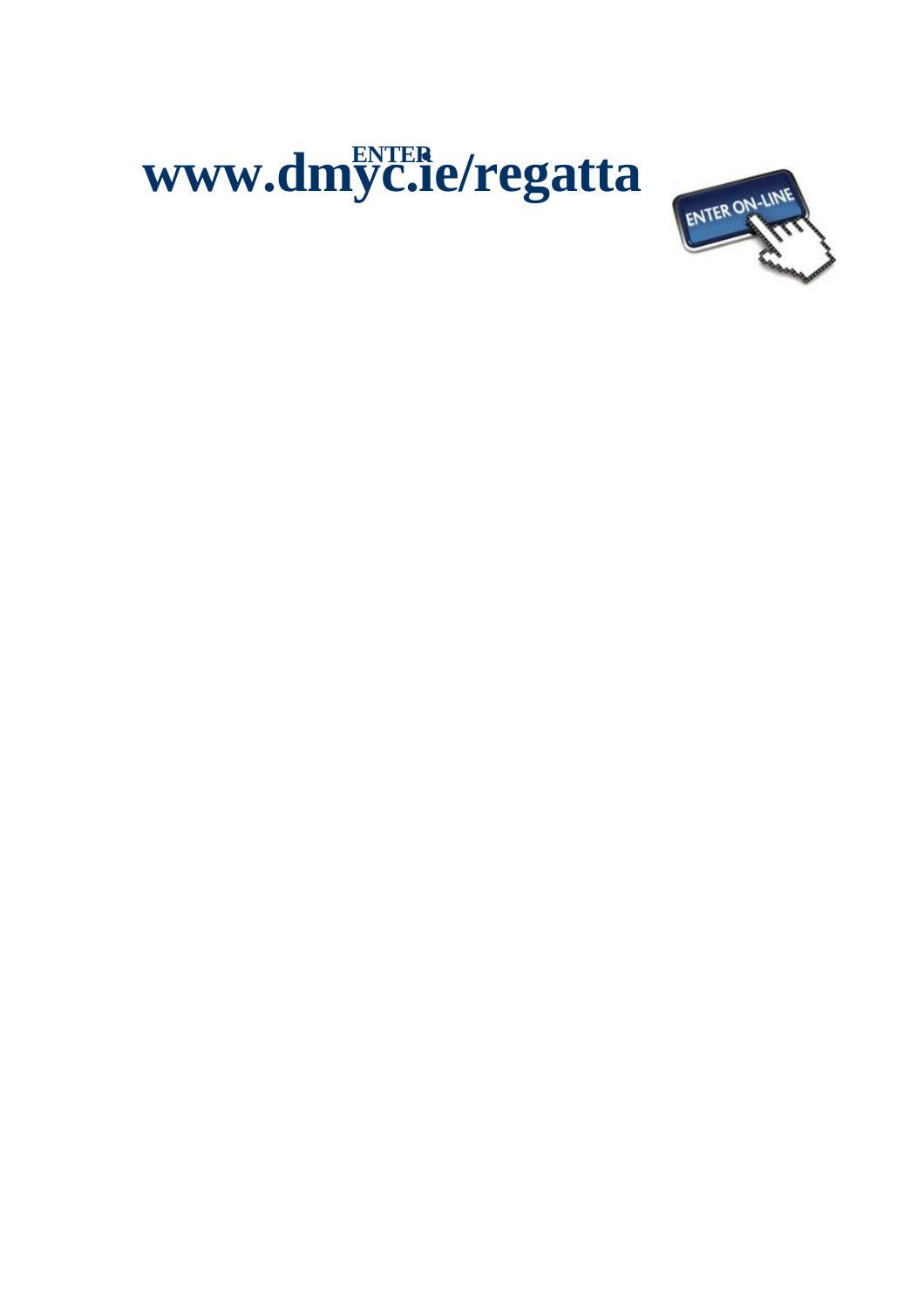ENTER

**www.dmyc.ie/regatta**

ENTER ON-LINE